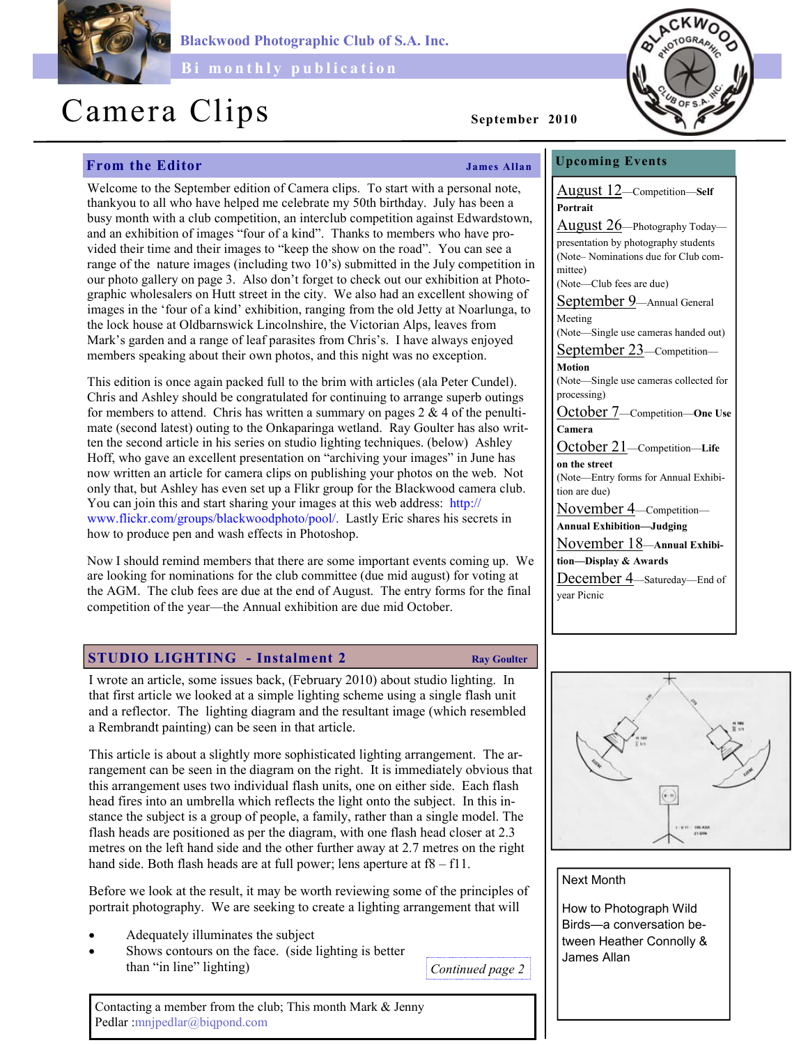Blackwood Photographic Club of S.A. Inc.

Bi monthly publication

# Camera Clips

September 2010

## From the Editor

**James Allan**

Welcome to the September edition of Camera clips. To start with a personal note, thankyou to all who have helped me celebrate my 50th birthday. July has been a busy month with a club competition, an interclub competition against Edwardstown, and an exhibition of images "four of a kind". Thanks to members who have provided their time and their images to "keep the show on the road". You can see a range of the nature images (including two 10's) submitted in the July competition in our photo gallery on page 3. Also don't forget to check out our exhibition at Photographic wholesalers on Hutt street in the city. We also had an excellent showing of images in the 'four of a kind' exhibition, ranging from the old Jetty at Noarlunga, to the lock house at Oldbarnswick Lincolnshire, the Victorian Alps, leaves from Mark's garden and a range of leaf parasites from Chris's. I have always enjoyed members speaking about their own photos, and this night was no exception.

This edition is once again packed full to the brim with articles (ala Peter Cundel). Chris and Ashley should be congratulated for continuing to arrange superb outings for members to attend. Chris has written a summary on pages 2 & 4 of the penultimate (second latest) outing to the Onkaparinga wetland. Ray Goulter has also written the second article in his series on studio lighting techniques. (below) Ashley Hoff, who gave an excellent presentation on "archiving your images" in June has now written an article for camera clips on publishing your photos on the web. Not only that, but Ashley has even set up a Flikr group for the Blackwood camera club. You can join this and start sharing your images at this web address: http://www.flickr.com/groups/blackwoodphoto/pool/. Lastly Eric shares his secrets in how to produce pen and wash effects in Photoshop.

Now I should remind members that there are some important events coming up. We are looking for nominations for the club committee (due mid august) for voting at the AGM. The club fees are due at the end of August. The entry forms for the final competition of the year—the Annual exhibition are due mid October.

## Upcoming Events

- **August 12**—Competition—**Self Portrait**
- **August 26**—Photography Today—presentation by photography students (Note– Nominations due for Club committee) (Note—Club fees are due)
- **September 9**—Annual General Meeting (Note—Single use cameras handed out)
- **September 23**—Competition—**Motion** (Note—Single use cameras collected for processing)
- **October 7**—Competition—**One Use Camera**
- **October 21**—Competition—**Life on the street** (Note—Entry forms for Annual Exhibition are due)
- **November 4**—Competition—**Annual Exhibition—Judging**
- **November 18**—**Annual Exhibition—Display & Awards**
- **December 4**—Satureday—End of year Picnic

## STUDIO LIGHTING - Instalment 2

**Ray Goulter**

I wrote an article, some issues back, (February 2010) about studio lighting. In that first article we looked at a simple lighting scheme using a single flash unit and a reflector. The lighting diagram and the resultant image (which resembled a Rembrandt painting) can be seen in that article.

This article is about a slightly more sophisticated lighting arrangement. The arrangement can be seen in the diagram on the right. It is immediately obvious that this arrangement uses two individual flash units, one on either side. Each flash head fires into an umbrella which reflects the light onto the subject. In this instance the subject is a group of people, a family, rather than a single model. The flash heads are positioned as per the diagram, with one flash head closer at 2.3 metres on the left hand side and the other further away at 2.7 metres on the right hand side. Both flash heads are at full power; lens aperture at f8 – f11.

Before we look at the result, it may be worth reviewing some of the principles of portrait photography. We are seeking to create a lighting arrangement that will

- Adequately illuminates the subject
- Shows contours on the face. (side lighting is better than "in line" lighting)

*Continued page 2*

Next Month

How to Photograph Wild Birds—a conversation between Heather Connolly & James Allan

Contacting a member from the club; This month Mark & Jenny Pedlar :mnjpedlar@biqpond.com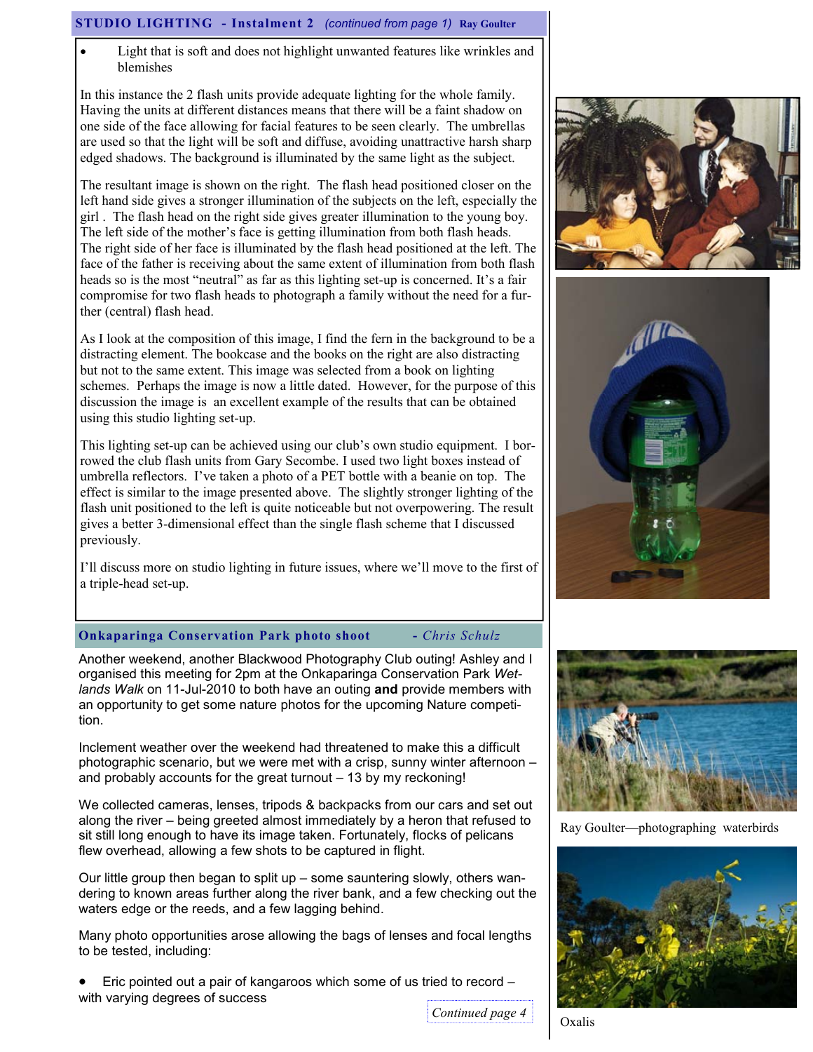## STUDIO LIGHTING - Instalment 2 *(continued from page 1)* Ray Goulter

- Light that is soft and does not highlight unwanted features like wrinkles and blemishes

In this instance the 2 flash units provide adequate lighting for the whole family. Having the units at different distances means that there will be a faint shadow on one side of the face allowing for facial features to be seen clearly. The umbrellas are used so that the light will be soft and diffuse, avoiding unattractive harsh sharp edged shadows. The background is illuminated by the same light as the subject.

The resultant image is shown on the right. The flash head positioned closer on the left hand side gives a stronger illumination of the subjects on the left, especially the girl . The flash head on the right side gives greater illumination to the young boy. The left side of the mother's face is getting illumination from both flash heads. The right side of her face is illuminated by the flash head positioned at the left. The face of the father is receiving about the same extent of illumination from both flash heads so is the most "neutral" as far as this lighting set-up is concerned. It's a fair compromise for two flash heads to photograph a family without the need for a further (central) flash head.

As I look at the composition of this image, I find the fern in the background to be a distracting element. The bookcase and the books on the right are also distracting but not to the same extent. This image was selected from a book on lighting schemes. Perhaps the image is now a little dated. However, for the purpose of this discussion the image is an excellent example of the results that can be obtained using this studio lighting set-up.

This lighting set-up can be achieved using our club's own studio equipment. I borrowed the club flash units from Gary Secombe. I used two light boxes instead of umbrella reflectors. I've taken a photo of a PET bottle with a beanie on top. The effect is similar to the image presented above. The slightly stronger lighting of the flash unit positioned to the left is quite noticeable but not overpowering. The result gives a better 3-dimensional effect than the single flash scheme that I discussed previously.

I'll discuss more on studio lighting in future issues, where we'll move to the first of a triple-head set-up.

## Onkaparinga Conservation Park photo shoot - *Chris Schulz*

Another weekend, another Blackwood Photography Club outing! Ashley and I organised this meeting for 2pm at the Onkaparinga Conservation Park *Wetlands Walk* on 11-Jul-2010 to both have an outing **and** provide members with an opportunity to get some nature photos for the upcoming Nature competition.

Inclement weather over the weekend had threatened to make this a difficult photographic scenario, but we were met with a crisp, sunny winter afternoon – and probably accounts for the great turnout – 13 by my reckoning!

We collected cameras, lenses, tripods & backpacks from our cars and set out along the river – being greeted almost immediately by a heron that refused to sit still long enough to have its image taken. Fortunately, flocks of pelicans flew overhead, allowing a few shots to be captured in flight.

Our little group then began to split up – some sauntering slowly, others wandering to known areas further along the river bank, and a few checking out the waters edge or the reeds, and a few lagging behind.

Many photo opportunities arose allowing the bags of lenses and focal lengths to be tested, including:

- Eric pointed out a pair of kangaroos which some of us tried to record – with varying degrees of success

*Continued page 4*

Ray Goulter—photographing waterbirds

Oxalis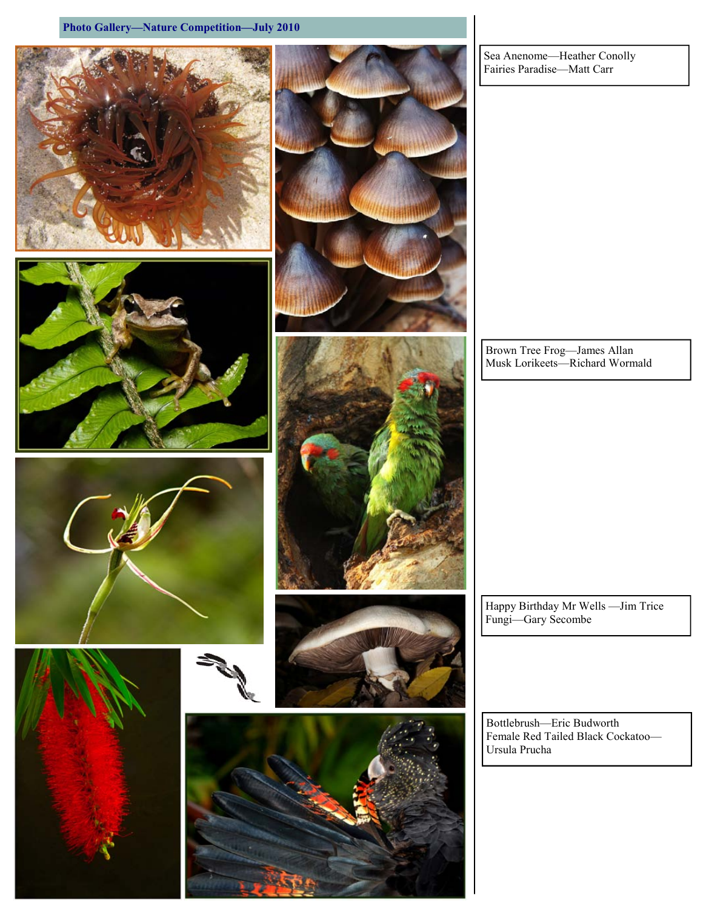## Photo Gallery—Nature Competition—July 2010

Sea Anenome—Heather Conolly
Fairies Paradise—Matt Carr

Brown Tree Frog—James Allan
Musk Lorikeets—Richard Wormald

Happy Birthday Mr Wells —Jim Trice
Fungi—Gary Secombe

Bottlebrush—Eric Budworth
Female Red Tailed Black Cockatoo—Ursula Prucha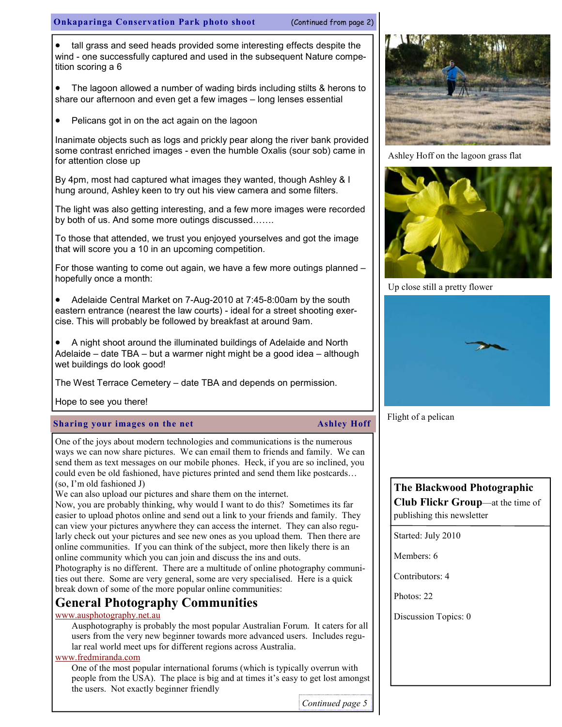## Onkaparinga Conservation Park photo shoot

(Continued from page 2)

- tall grass and seed heads provided some interesting effects despite the wind - one successfully captured and used in the subsequent Nature competition scoring a 6
- The lagoon allowed a number of wading birds including stilts & herons to share our afternoon and even get a few images – long lenses essential
- Pelicans got in on the act again on the lagoon

Inanimate objects such as logs and prickly pear along the river bank provided some contrast enriched images - even the humble Oxalis (sour sob) came in for attention close up

By 4pm, most had captured what images they wanted, though Ashley & I hung around, Ashley keen to try out his view camera and some filters.

The light was also getting interesting, and a few more images were recorded by both of us. And some more outings discussed…….

To those that attended, we trust you enjoyed yourselves and got the image that will score you a 10 in an upcoming competition.

For those wanting to come out again, we have a few more outings planned – hopefully once a month:

- Adelaide Central Market on 7-Aug-2010 at 7:45-8:00am by the south eastern entrance (nearest the law courts) - ideal for a street shooting exercise. This will probably be followed by breakfast at around 9am.
- A night shoot around the illuminated buildings of Adelaide and North Adelaide – date TBA – but a warmer night might be a good idea – although wet buildings do look good!

The West Terrace Cemetery – date TBA and depends on permission.

Hope to see you there!

Ashley Hoff on the lagoon grass flat

Up close still a pretty flower

Flight of a pelican

## Sharing your images on the net

**Ashley Hoff**

One of the joys about modern technologies and communications is the numerous ways we can now share pictures. We can email them to friends and family. We can send them as text messages on our mobile phones. Heck, if you are so inclined, you could even be old fashioned, have pictures printed and send them like postcards… (so, I'm old fashioned J)

We can also upload our pictures and share them on the internet.

Now, you are probably thinking, why would I want to do this? Sometimes its far easier to upload photos online and send out a link to your friends and family. They can view your pictures anywhere they can access the internet. They can also regularly check out your pictures and see new ones as you upload them. Then there are online communities. If you can think of the subject, more then likely there is an online community which you can join and discuss the ins and outs.

Photography is no different. There are a multitude of online photography communities out there. Some are very general, some are very specialised. Here is a quick break down of some of the more popular online communities:

### General Photography Communities

www.ausphotography.net.au

Ausphotography is probably the most popular Australian Forum. It caters for all users from the very new beginner towards more advanced users. Includes regular real world meet ups for different regions across Australia.

www.fredmiranda.com

One of the most popular international forums (which is typically overrun with people from the USA). The place is big and at times it's easy to get lost amongst the users. Not exactly beginner friendly

*Continued page 5*

**The Blackwood Photographic Club Flickr Group**—at the time of publishing this newsletter

Started: July 2010

Members: 6

Contributors: 4

Photos: 22

Discussion Topics: 0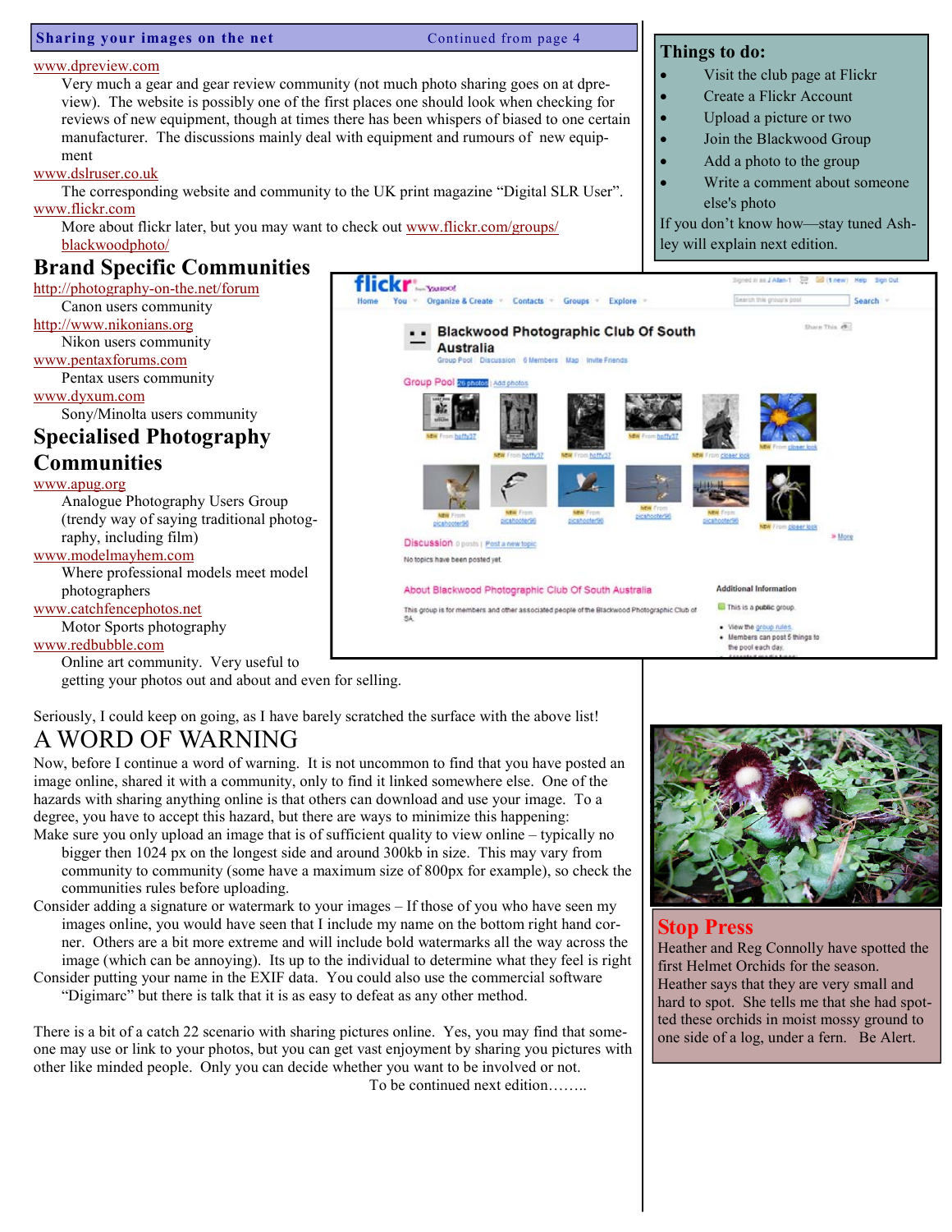## Sharing your images on the net — Continued from page 4

www.dpreview.com
Very much a gear and gear review community (not much photo sharing goes on at dpreview). The website is possibly one of the first places one should look when checking for reviews of new equipment, though at times there has been whispers of biased to one certain manufacturer. The discussions mainly deal with equipment and rumours of new equipment

www.dslruser.co.uk
The corresponding website and community to the UK print magazine "Digital SLR User".

www.flickr.com
More about flickr later, but you may want to check out www.flickr.com/groups/blackwoodphoto/

# Brand Specific Communities

http://photography-on-the.net/forum
Canon users community

http://www.nikonians.org
Nikon users community

www.pentaxforums.com
Pentax users community

www.dyxum.com
Sony/Minolta users community

# Specialised Photography Communities

www.apug.org
Analogue Photography Users Group (trendy way of saying traditional photography, including film)

www.modelmayhem.com
Where professional models meet model photographers

www.catchfencephotos.net
Motor Sports photography

www.redbubble.com
Online art community. Very useful to getting your photos out and about and even for selling.

Seriously, I could keep on going, as I have barely scratched the surface with the above list!

# A WORD OF WARNING

Now, before I continue a word of warning. It is not uncommon to find that you have posted an image online, shared it with a community, only to find it linked somewhere else. One of the hazards with sharing anything online is that others can download and use your image. To a degree, you have to accept this hazard, but there are ways to minimize this happening:

Make sure you only upload an image that is of sufficient quality to view online – typically no bigger then 1024 px on the longest side and around 300kb in size. This may vary from community to community (some have a maximum size of 800px for example), so check the communities rules before uploading.

Consider adding a signature or watermark to your images – If those of you who have seen my images online, you would have seen that I include my name on the bottom right hand corner. Others are a bit more extreme and will include bold watermarks all the way across the image (which can be annoying). Its up to the individual to determine what they feel is right

Consider putting your name in the EXIF data. You could also use the commercial software "Digimarc" but there is talk that it is as easy to defeat as any other method.

There is a bit of a catch 22 scenario with sharing pictures online. Yes, you may find that someone may use or link to your photos, but you can get vast enjoyment by sharing you pictures with other like minded people. Only you can decide whether you want to be involved or not.

To be continued next edition……..

## Things to do:

- Visit the club page at Flickr
- Create a Flickr Account
- Upload a picture or two
- Join the Blackwood Group
- Add a photo to the group
- Write a comment about someone else's photo

If you don't know how—stay tuned Ashley will explain next edition.

## Stop Press

Heather and Reg Connolly have spotted the first Helmet Orchids for the season. Heather says that they are very small and hard to spot. She tells me that she had spotted these orchids in moist mossy ground to one side of a log, under a fern. Be Alert.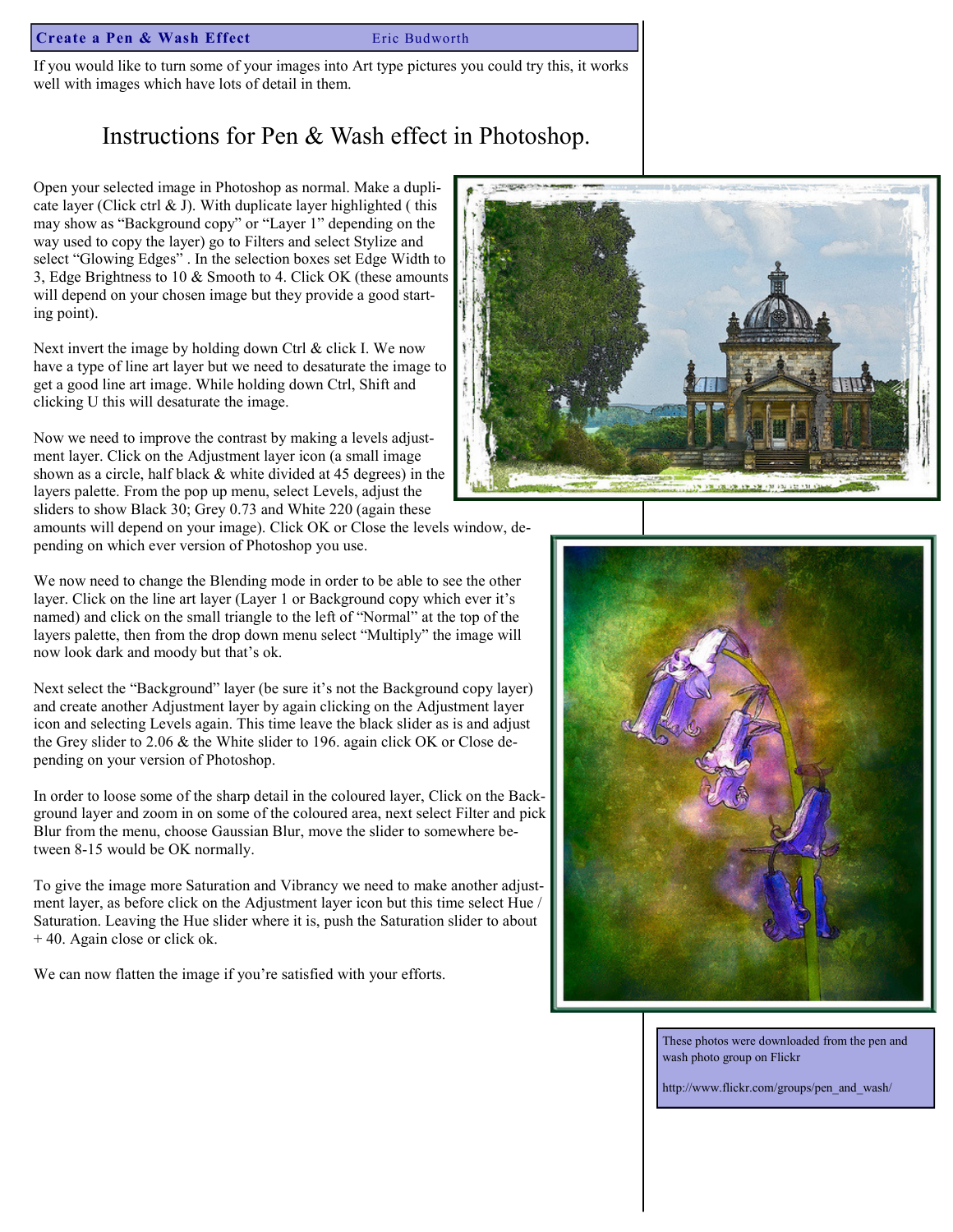**Create a Pen & Wash Effect** Eric Budworth

If you would like to turn some of your images into Art type pictures you could try this, it works well with images which have lots of detail in them.

# Instructions for Pen & Wash effect in Photoshop.

Open your selected image in Photoshop as normal. Make a duplicate layer (Click ctrl & J). With duplicate layer highlighted ( this may show as "Background copy" or "Layer 1" depending on the way used to copy the layer) go to Filters and select Stylize and select "Glowing Edges" . In the selection boxes set Edge Width to 3, Edge Brightness to 10 & Smooth to 4. Click OK (these amounts will depend on your chosen image but they provide a good starting point).

Next invert the image by holding down Ctrl & click I. We now have a type of line art layer but we need to desaturate the image to get a good line art image. While holding down Ctrl, Shift and clicking U this will desaturate the image.

Now we need to improve the contrast by making a levels adjustment layer. Click on the Adjustment layer icon (a small image shown as a circle, half black & white divided at 45 degrees) in the layers palette. From the pop up menu, select Levels, adjust the sliders to show Black 30; Grey 0.73 and White 220 (again these amounts will depend on your image). Click OK or Close the levels window, depending on which ever version of Photoshop you use.

We now need to change the Blending mode in order to be able to see the other layer. Click on the line art layer (Layer 1 or Background copy which ever it's named) and click on the small triangle to the left of "Normal" at the top of the layers palette, then from the drop down menu select "Multiply" the image will now look dark and moody but that's ok.

Next select the "Background" layer (be sure it's not the Background copy layer) and create another Adjustment layer by again clicking on the Adjustment layer icon and selecting Levels again. This time leave the black slider as is and adjust the Grey slider to 2.06 & the White slider to 196. again click OK or Close depending on your version of Photoshop.

In order to loose some of the sharp detail in the coloured layer, Click on the Background layer and zoom in on some of the coloured area, next select Filter and pick Blur from the menu, choose Gaussian Blur, move the slider to somewhere between 8-15 would be OK normally.

To give the image more Saturation and Vibrancy we need to make another adjustment layer, as before click on the Adjustment layer icon but this time select Hue / Saturation. Leaving the Hue slider where it is, push the Saturation slider to about + 40. Again close or click ok.

We can now flatten the image if you're satisfied with your efforts.

These photos were downloaded from the pen and wash photo group on Flickr

http://www.flickr.com/groups/pen_and_wash/